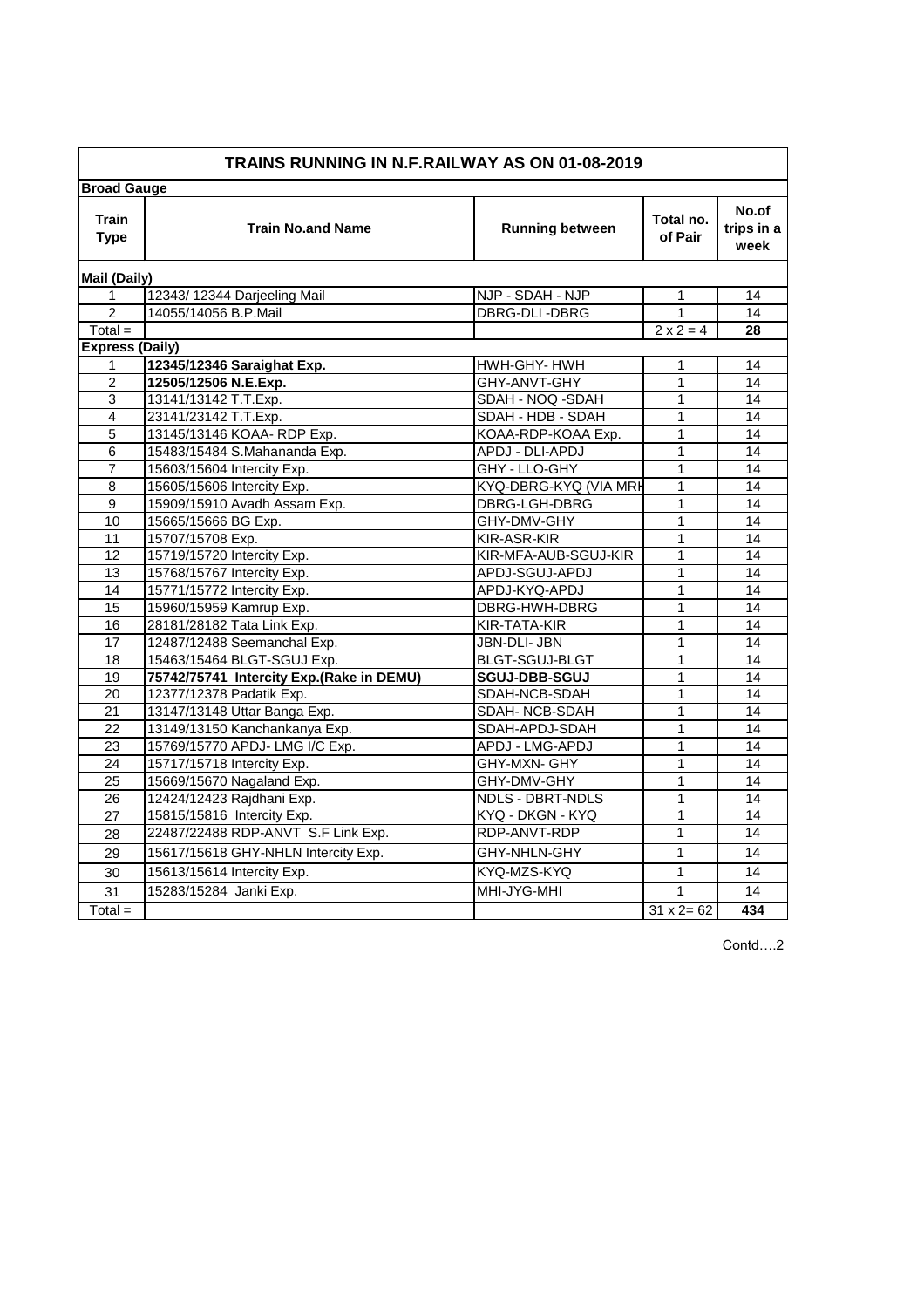# TRAINS RUNNING IN N.F.RAILWAY AS ON 01-08-2019

## Broad Gauge

| Train Type | Train No.and Name | Running between | Total no. of Pair | No.of trips in a week |
|---|---|---|---|---|
| **Mail (Daily)** | | | | |
| 1 | 12343/ 12344 Darjeeling Mail | NJP - SDAH - NJP | 1 | 14 |
| 2 | 14055/14056 B.P.Mail | DBRG-DLI -DBRG | 1 | 14 |
| Total = | | | 2 x 2 = 4 | **28** |
| **Express (Daily)** | | | | |
| 1 | **12345/12346 Saraighat Exp.** | HWH-GHY- HWH | 1 | 14 |
| 2 | **12505/12506 N.E.Exp.** | GHY-ANVT-GHY | 1 | 14 |
| 3 | 13141/13142 T.T.Exp. | SDAH - NOQ -SDAH | 1 | 14 |
| 4 | 23141/23142 T.T.Exp. | SDAH - HDB - SDAH | 1 | 14 |
| 5 | 13145/13146 KOAA- RDP Exp. | KOAA-RDP-KOAA Exp. | 1 | 14 |
| 6 | 15483/15484 S.Mahananda Exp. | APDJ - DLI-APDJ | 1 | 14 |
| 7 | 15603/15604 Intercity Exp. | GHY - LLO-GHY | 1 | 14 |
| 8 | 15605/15606 Intercity Exp. | KYQ-DBRG-KYQ (VIA MRH | 1 | 14 |
| 9 | 15909/15910 Avadh Assam Exp. | DBRG-LGH-DBRG | 1 | 14 |
| 10 | 15665/15666 BG Exp. | GHY-DMV-GHY | 1 | 14 |
| 11 | 15707/15708 Exp. | KIR-ASR-KIR | 1 | 14 |
| 12 | 15719/15720 Intercity Exp. | KIR-MFA-AUB-SGUJ-KIR | 1 | 14 |
| 13 | 15768/15767 Intercity Exp. | APDJ-SGUJ-APDJ | 1 | 14 |
| 14 | 15771/15772 Intercity Exp. | APDJ-KYQ-APDJ | 1 | 14 |
| 15 | 15960/15959 Kamrup Exp. | DBRG-HWH-DBRG | 1 | 14 |
| 16 | 28181/28182 Tata Link Exp. | KIR-TATA-KIR | 1 | 14 |
| 17 | 12487/12488 Seemanchal Exp. | JBN-DLI- JBN | 1 | 14 |
| 18 | 15463/15464 BLGT-SGUJ Exp. | BLGT-SGUJ-BLGT | 1 | 14 |
| 19 | **75742/75741 Intercity Exp.(Rake in DEMU)** | **SGUJ-DBB-SGUJ** | 1 | 14 |
| 20 | 12377/12378 Padatik Exp. | SDAH-NCB-SDAH | 1 | 14 |
| 21 | 13147/13148 Uttar Banga Exp. | SDAH- NCB-SDAH | 1 | 14 |
| 22 | 13149/13150 Kanchankanya Exp. | SDAH-APDJ-SDAH | 1 | 14 |
| 23 | 15769/15770 APDJ- LMG I/C Exp. | APDJ - LMG-APDJ | 1 | 14 |
| 24 | 15717/15718 Intercity Exp. | GHY-MXN- GHY | 1 | 14 |
| 25 | 15669/15670 Nagaland Exp. | GHY-DMV-GHY | 1 | 14 |
| 26 | 12424/12423 Rajdhani Exp. | NDLS - DBRT-NDLS | 1 | 14 |
| 27 | 15815/15816 Intercity Exp. | KYQ - DKGN - KYQ | 1 | 14 |
| 28 | 22487/22488 RDP-ANVT S.F Link Exp. | RDP-ANVT-RDP | 1 | 14 |
| 29 | 15617/15618 GHY-NHLN Intercity Exp. | GHY-NHLN-GHY | 1 | 14 |
| 30 | 15613/15614 Intercity Exp. | KYQ-MZS-KYQ | 1 | 14 |
| 31 | 15283/15284 Janki Exp. | MHI-JYG-MHI | 1 | 14 |
| Total = | | | 31 x 2= 62 | **434** |

Contd….2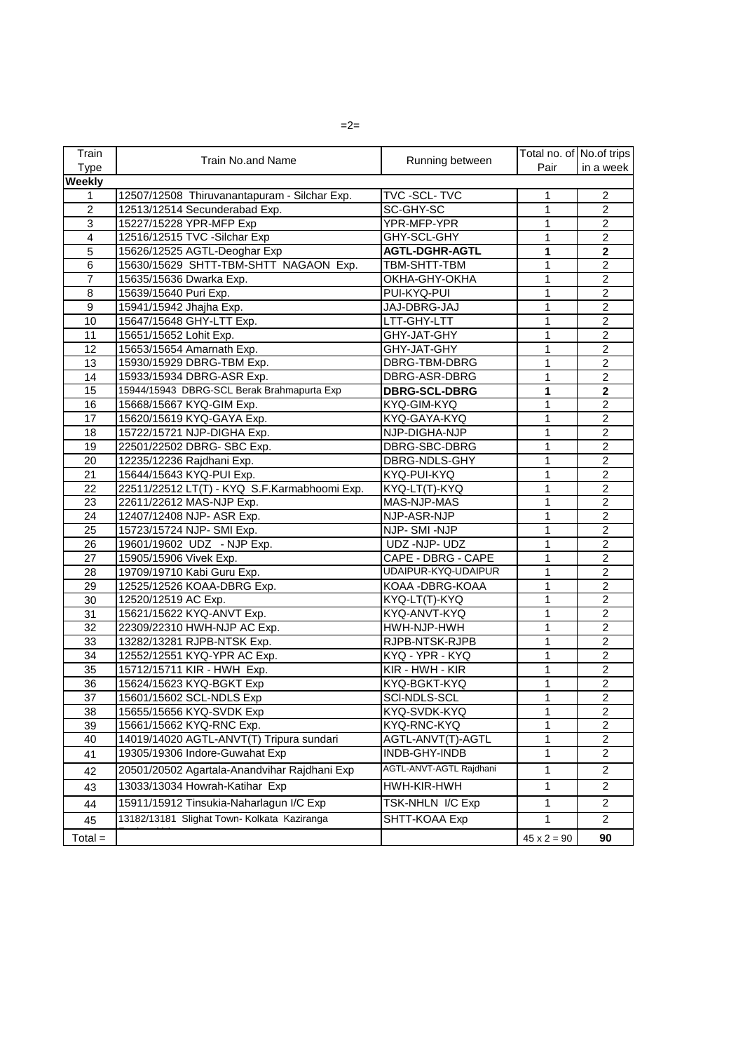| Train Type | Train No.and Name | Running between | Total no. of Pair | No.of trips in a week |
|---|---|---|---|---|
| **Weekly** | | | | |
| 1 | 12507/12508 Thiruvanantapuram - Silchar Exp. | TVC -SCL- TVC | 1 | 2 |
| 2 | 12513/12514 Secunderabad Exp. | SC-GHY-SC | 1 | 2 |
| 3 | 15227/15228 YPR-MFP Exp | YPR-MFP-YPR | 1 | 2 |
| 4 | 12516/12515 TVC -Silchar Exp | GHY-SCL-GHY | 1 | 2 |
| 5 | 15626/12525 AGTL-Deoghar Exp | **AGTL-DGHR-AGTL** | **1** | **2** |
| 6 | 15630/15629 SHTT-TBM-SHTT NAGAON Exp. | TBM-SHTT-TBM | 1 | 2 |
| 7 | 15635/15636 Dwarka Exp. | OKHA-GHY-OKHA | 1 | 2 |
| 8 | 15639/15640 Puri Exp. | PUI-KYQ-PUI | 1 | 2 |
| 9 | 15941/15942 Jhajha Exp. | JAJ-DBRG-JAJ | 1 | 2 |
| 10 | 15647/15648 GHY-LTT Exp. | LTT-GHY-LTT | 1 | 2 |
| 11 | 15651/15652 Lohit Exp. | GHY-JAT-GHY | 1 | 2 |
| 12 | 15653/15654 Amarnath Exp. | GHY-JAT-GHY | 1 | 2 |
| 13 | 15930/15929 DBRG-TBM Exp. | DBRG-TBM-DBRG | 1 | 2 |
| 14 | 15933/15934 DBRG-ASR Exp. | DBRG-ASR-DBRG | 1 | 2 |
| 15 | 15944/15943 DBRG-SCL Berak Brahmapurta Exp | **DBRG-SCL-DBRG** | **1** | **2** |
| 16 | 15668/15667 KYQ-GIM Exp. | KYQ-GIM-KYQ | 1 | 2 |
| 17 | 15620/15619 KYQ-GAYA Exp. | KYQ-GAYA-KYQ | 1 | 2 |
| 18 | 15722/15721 NJP-DIGHA Exp. | NJP-DIGHA-NJP | 1 | 2 |
| 19 | 22501/22502 DBRG- SBC Exp. | DBRG-SBC-DBRG | 1 | 2 |
| 20 | 12235/12236 Rajdhani Exp. | DBRG-NDLS-GHY | 1 | 2 |
| 21 | 15644/15643 KYQ-PUI Exp. | KYQ-PUI-KYQ | 1 | 2 |
| 22 | 22511/22512 LT(T) - KYQ S.F.Karmabhoomi Exp. | KYQ-LT(T)-KYQ | 1 | 2 |
| 23 | 22611/22612 MAS-NJP Exp. | MAS-NJP-MAS | 1 | 2 |
| 24 | 12407/12408 NJP- ASR Exp. | NJP-ASR-NJP | 1 | 2 |
| 25 | 15723/15724 NJP- SMI Exp. | NJP- SMI -NJP | 1 | 2 |
| 26 | 19601/19602 UDZ - NJP Exp. | UDZ -NJP- UDZ | 1 | 2 |
| 27 | 15905/15906 Vivek Exp. | CAPE - DBRG - CAPE | 1 | 2 |
| 28 | 19709/19710 Kabi Guru Exp. | UDAIPUR-KYQ-UDAIPUR | 1 | 2 |
| 29 | 12525/12526 KOAA-DBRG Exp. | KOAA -DBRG-KOAA | 1 | 2 |
| 30 | 12520/12519 AC Exp. | KYQ-LT(T)-KYQ | 1 | 2 |
| 31 | 15621/15622 KYQ-ANVT Exp. | KYQ-ANVT-KYQ | 1 | 2 |
| 32 | 22309/22310 HWH-NJP AC Exp. | HWH-NJP-HWH | 1 | 2 |
| 33 | 13282/13281 RJPB-NTSK Exp. | RJPB-NTSK-RJPB | 1 | 2 |
| 34 | 12552/12551 KYQ-YPR AC Exp. | KYQ - YPR - KYQ | 1 | 2 |
| 35 | 15712/15711 KIR - HWH Exp. | KIR - HWH - KIR | 1 | 2 |
| 36 | 15624/15623 KYQ-BGKT Exp | KYQ-BGKT-KYQ | 1 | 2 |
| 37 | 15601/15602 SCL-NDLS Exp | SCl-NDLS-SCL | 1 | 2 |
| 38 | 15655/15656 KYQ-SVDK Exp | KYQ-SVDK-KYQ | 1 | 2 |
| 39 | 15661/15662 KYQ-RNC Exp. | KYQ-RNC-KYQ | 1 | 2 |
| 40 | 14019/14020 AGTL-ANVT(T) Tripura sundari | AGTL-ANVT(T)-AGTL | 1 | 2 |
| 41 | 19305/19306 Indore-Guwahat Exp | INDB-GHY-INDB | 1 | 2 |
| 42 | 20501/20502 Agartala-Anandvihar Rajdhani Exp | AGTL-ANVT-AGTL Rajdhani | 1 | 2 |
| 43 | 13033/13034 Howrah-Katihar Exp | HWH-KIR-HWH | 1 | 2 |
| 44 | 15911/15912 Tinsukia-Naharlagun I/C Exp | TSK-NHLN I/C Exp | 1 | 2 |
| 45 | 13182/13181 Slighat Town- Kolkata Kaziranga | SHTT-KOAA Exp | 1 | 2 |
| Total = | | | 45 x 2 = 90 | **90** |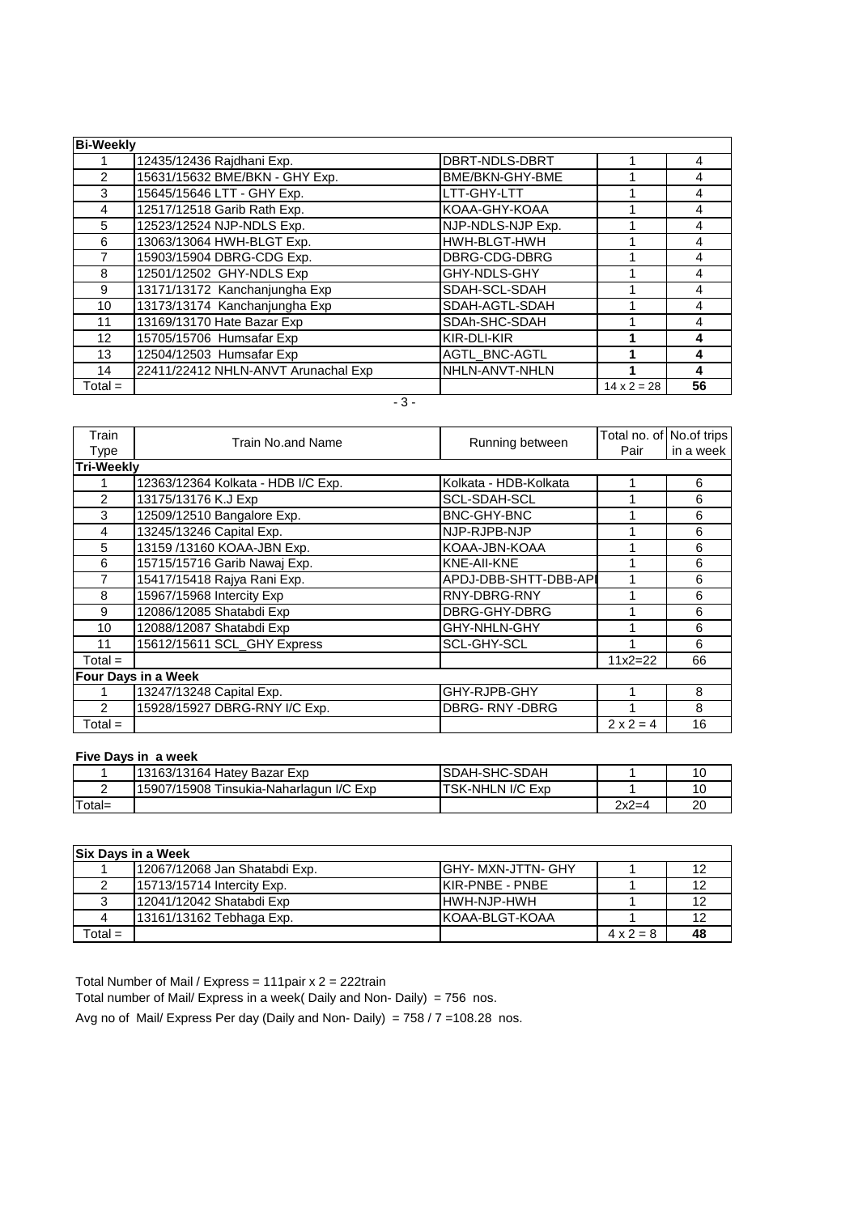| **Bi-Weekly** | | | | |
|---|---|---|---|---|
| 1 | 12435/12436 Rajdhani Exp. | DBRT-NDLS-DBRT | 1 | 4 |
| 2 | 15631/15632 BME/BKN - GHY Exp. | BME/BKN-GHY-BME | 1 | 4 |
| 3 | 15645/15646 LTT - GHY Exp. | LTT-GHY-LTT | 1 | 4 |
| 4 | 12517/12518 Garib Rath Exp. | KOAA-GHY-KOAA | 1 | 4 |
| 5 | 12523/12524 NJP-NDLS Exp. | NJP-NDLS-NJP Exp. | 1 | 4 |
| 6 | 13063/13064 HWH-BLGT Exp. | HWH-BLGT-HWH | 1 | 4 |
| 7 | 15903/15904 DBRG-CDG Exp. | DBRG-CDG-DBRG | 1 | 4 |
| 8 | 12501/12502 GHY-NDLS Exp | GHY-NDLS-GHY | 1 | 4 |
| 9 | 13171/13172 Kanchanjungha Exp | SDAH-SCL-SDAH | 1 | 4 |
| 10 | 13173/13174 Kanchanjungha Exp | SDAH-AGTL-SDAH | 1 | 4 |
| 11 | 13169/13170 Hate Bazar Exp | SDAh-SHC-SDAH | 1 | 4 |
| 12 | 15705/15706 Humsafar Exp | KIR-DLI-KIR | **1** | **4** |
| 13 | 12504/12503 Humsafar Exp | AGTL_BNC-AGTL | **1** | **4** |
| 14 | 22411/22412 NHLN-ANVT Arunachal Exp | NHLN-ANVT-NHLN | **1** | **4** |
| Total = | | | 14 x 2 = 28 | **56** |

| Train Type | Train No.and Name | Running between | Total no. of Pair | No.of trips in a week |
|---|---|---|---|---|
| **Tri-Weekly** | | | | |
| 1 | 12363/12364 Kolkata - HDB I/C Exp. | Kolkata - HDB-Kolkata | 1 | 6 |
| 2 | 13175/13176 K.J Exp | SCL-SDAH-SCL | 1 | 6 |
| 3 | 12509/12510 Bangalore Exp. | BNC-GHY-BNC | 1 | 6 |
| 4 | 13245/13246 Capital Exp. | NJP-RJPB-NJP | 1 | 6 |
| 5 | 13159 /13160 KOAA-JBN Exp. | KOAA-JBN-KOAA | 1 | 6 |
| 6 | 15715/15716 Garib Nawaj Exp. | KNE-AII-KNE | 1 | 6 |
| 7 | 15417/15418 Rajya Rani Exp. | APDJ-DBB-SHTT-DBB-API | 1 | 6 |
| 8 | 15967/15968 Intercity Exp | RNY-DBRG-RNY | 1 | 6 |
| 9 | 12086/12085 Shatabdi Exp | DBRG-GHY-DBRG | 1 | 6 |
| 10 | 12088/12087 Shatabdi Exp | GHY-NHLN-GHY | 1 | 6 |
| 11 | 15612/15611 SCL_GHY Express | SCL-GHY-SCL | 1 | 6 |
| Total = | | | 11x2=22 | 66 |
| **Four Days in a Week** | | | | |
| 1 | 13247/13248 Capital Exp. | GHY-RJPB-GHY | 1 | 8 |
| 2 | 15928/15927 DBRG-RNY I/C Exp. | DBRG- RNY -DBRG | 1 | 8 |
| Total = | | | 2 x 2 = 4 | 16 |

**Five Days in a week**

| | | | | |
|---|---|---|---|---|
| 1 | 13163/13164 Hatey Bazar Exp | SDAH-SHC-SDAH | 1 | 10 |
| 2 | 15907/15908 Tinsukia-Naharlagun I/C Exp | TSK-NHLN I/C Exp | 1 | 10 |
| Total= | | | 2x2=4 | 20 |

| **Six Days in a Week** | | | | |
|---|---|---|---|---|
| 1 | 12067/12068 Jan Shatabdi Exp. | GHY- MXN-JTTN- GHY | 1 | 12 |
| 2 | 15713/15714 Intercity Exp. | KIR-PNBE - PNBE | 1 | 12 |
| 3 | 12041/12042 Shatabdi Exp | HWH-NJP-HWH | 1 | 12 |
| 4 | 13161/13162 Tebhaga Exp. | KOAA-BLGT-KOAA | 1 | 12 |
| Total = | | | 4 x 2 = 8 | **48** |

Total Number of Mail / Express = 111pair x 2 = 222train

Total number of Mail/ Express in a week( Daily and Non- Daily) = 756 nos.

Avg no of Mail/ Express Per day (Daily and Non- Daily) = 758 / 7 =108.28 nos.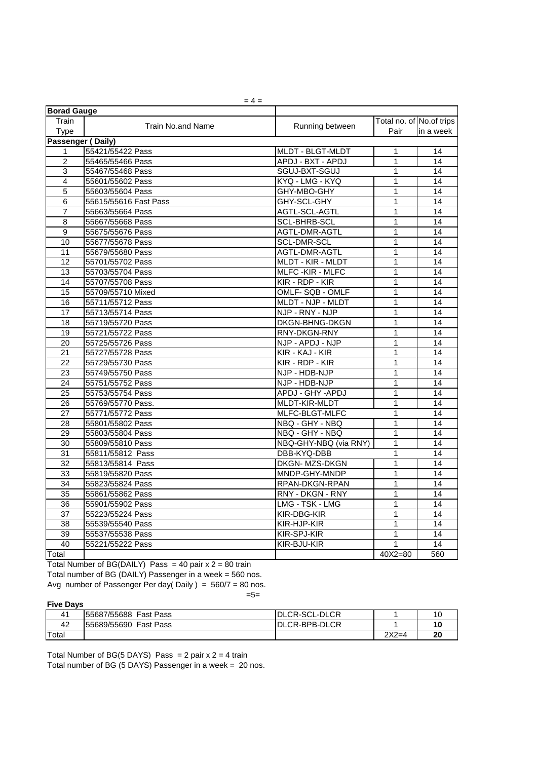**Borad Gauge**

| Train Type | Train No.and Name | Running between | Total no. of Pair | No.of trips in a week |
|---|---|---|---|---|
| **Passenger ( Daily)** | | | | |
| 1 | 55421/55422 Pass | MLDT - BLGT-MLDT | 1 | 14 |
| 2 | 55465/55466 Pass | APDJ - BXT - APDJ | 1 | 14 |
| 3 | 55467/55468 Pass | SGUJ-BXT-SGUJ | 1 | 14 |
| 4 | 55601/55602 Pass | KYQ - LMG - KYQ | 1 | 14 |
| 5 | 55603/55604 Pass | GHY-MBO-GHY | 1 | 14 |
| 6 | 55615/55616 Fast Pass | GHY-SCL-GHY | 1 | 14 |
| 7 | 55663/55664 Pass | AGTL-SCL-AGTL | 1 | 14 |
| 8 | 55667/55668 Pass | SCL-BHRB-SCL | 1 | 14 |
| 9 | 55675/55676 Pass | AGTL-DMR-AGTL | 1 | 14 |
| 10 | 55677/55678 Pass | SCL-DMR-SCL | 1 | 14 |
| 11 | 55679/55680 Pass | AGTL-DMR-AGTL | 1 | 14 |
| 12 | 55701/55702 Pass | MLDT - KIR - MLDT | 1 | 14 |
| 13 | 55703/55704 Pass | MLFC -KIR - MLFC | 1 | 14 |
| 14 | 55707/55708 Pass | KIR - RDP - KIR | 1 | 14 |
| 15 | 55709/55710 Mixed | OMLF- SQB - OMLF | 1 | 14 |
| 16 | 55711/55712 Pass | MLDT - NJP - MLDT | 1 | 14 |
| 17 | 55713/55714 Pass | NJP - RNY - NJP | 1 | 14 |
| 18 | 55719/55720 Pass | DKGN-BHNG-DKGN | 1 | 14 |
| 19 | 55721/55722 Pass | RNY-DKGN-RNY | 1 | 14 |
| 20 | 55725/55726 Pass | NJP - APDJ - NJP | 1 | 14 |
| 21 | 55727/55728 Pass | KIR - KAJ - KIR | 1 | 14 |
| 22 | 55729/55730 Pass | KIR - RDP - KIR | 1 | 14 |
| 23 | 55749/55750 Pass | NJP - HDB-NJP | 1 | 14 |
| 24 | 55751/55752 Pass | NJP - HDB-NJP | 1 | 14 |
| 25 | 55753/55754 Pass | APDJ - GHY -APDJ | 1 | 14 |
| 26 | 55769/55770 Pass. | MLDT-KIR-MLDT | 1 | 14 |
| 27 | 55771/55772 Pass | MLFC-BLGT-MLFC | 1 | 14 |
| 28 | 55801/55802 Pass | NBQ - GHY - NBQ | 1 | 14 |
| 29 | 55803/55804 Pass | NBQ - GHY - NBQ | 1 | 14 |
| 30 | 55809/55810 Pass | NBQ-GHY-NBQ (via RNY) | 1 | 14 |
| 31 | 55811/55812 Pass | DBB-KYQ-DBB | 1 | 14 |
| 32 | 55813/55814 Pass | DKGN- MZS-DKGN | 1 | 14 |
| 33 | 55819/55820 Pass | MNDP-GHY-MNDP | 1 | 14 |
| 34 | 55823/55824 Pass | RPAN-DKGN-RPAN | 1 | 14 |
| 35 | 55861/55862 Pass | RNY - DKGN - RNY | 1 | 14 |
| 36 | 55901/55902 Pass | LMG - TSK - LMG | 1 | 14 |
| 37 | 55223/55224 Pass | KIR-DBG-KIR | 1 | 14 |
| 38 | 55539/55540 Pass | KIR-HJP-KIR | 1 | 14 |
| 39 | 55537/55538 Pass | KIR-SPJ-KIR | 1 | 14 |
| 40 | 55221/55222 Pass | KIR-BJU-KIR | 1 | 14 |
| Total | | | 40X2=80 | 560 |

Total Number of BG(DAILY) Pass = 40 pair x 2 = 80 train

Total number of BG (DAILY) Passenger in a week = 560 nos.

Avg number of Passenger Per day( Daily ) = 560/7 = 80 nos.

**Five Days**

| | | | | |
|---|---|---|---|---|
| 41 | 55687/55688 Fast Pass | DLCR-SCL-DLCR | 1 | 10 |
| 42 | 55689/55690 Fast Pass | DLCR-BPB-DLCR | 1 | **10** |
| Total | | | 2X2=4 | **20** |

Total Number of BG(5 DAYS) Pass = 2 pair x 2 = 4 train

Total number of BG (5 DAYS) Passenger in a week = 20 nos.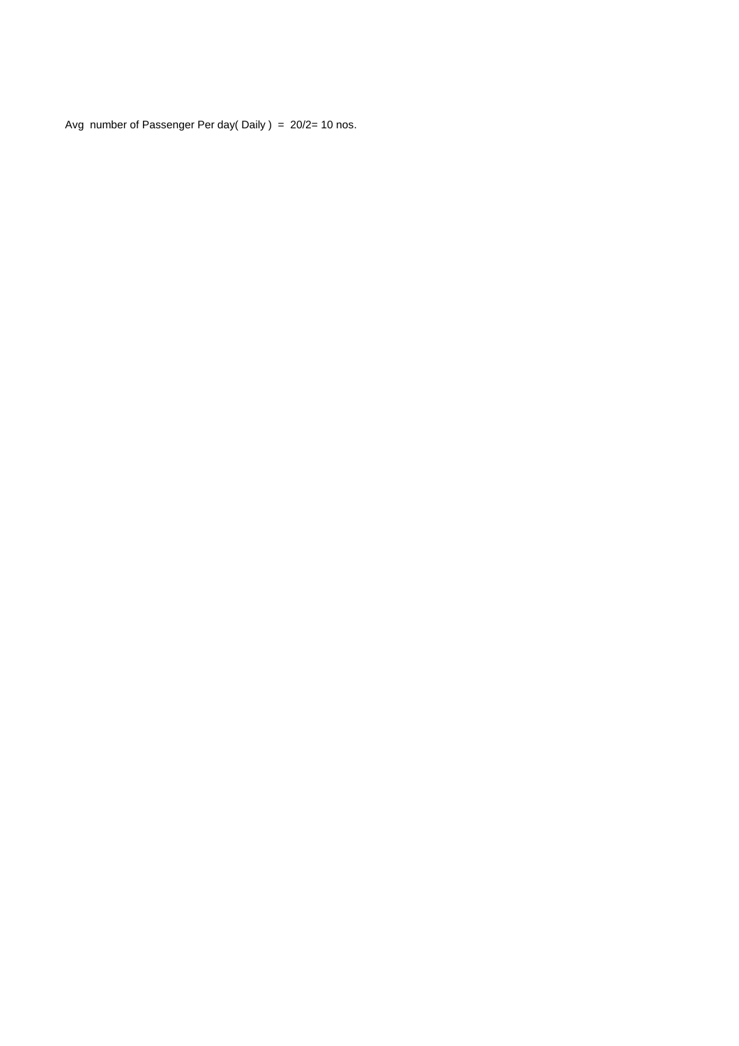Avg number of Passenger Per day( Daily ) = 20/2= 10 nos.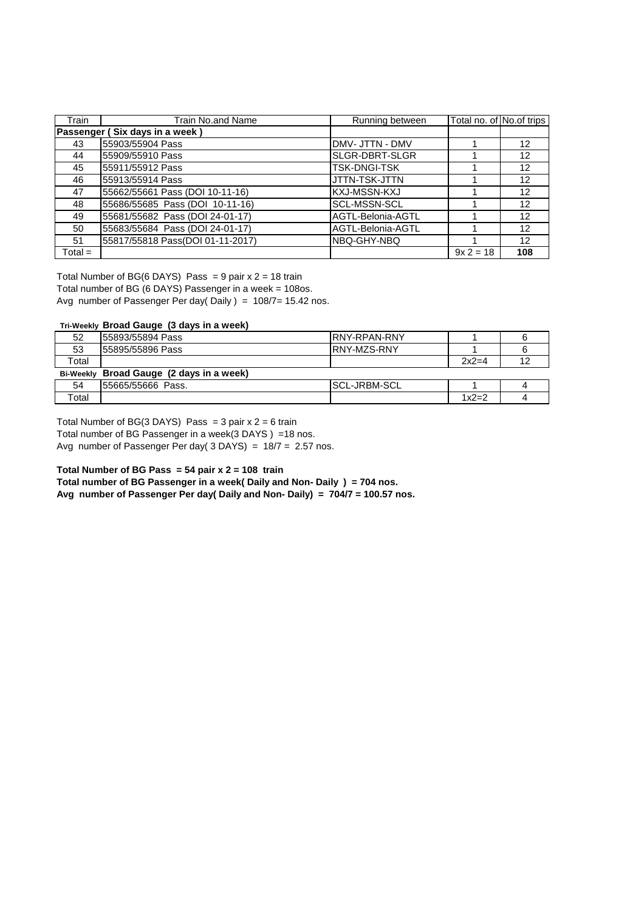| Train | Train No.and Name | Running between | Total no. of | No.of trips |
|---|---|---|---|---|
| **Passenger ( Six days in a week )** | | | | |
| 43 | 55903/55904 Pass | DMV- JTTN - DMV | 1 | 12 |
| 44 | 55909/55910 Pass | SLGR-DBRT-SLGR | 1 | 12 |
| 45 | 55911/55912 Pass | TSK-DNGI-TSK | 1 | 12 |
| 46 | 55913/55914 Pass | JTTN-TSK-JTTN | 1 | 12 |
| 47 | 55662/55661 Pass (DOI 10-11-16) | KXJ-MSSN-KXJ | 1 | 12 |
| 48 | 55686/55685 Pass (DOI 10-11-16) | SCL-MSSN-SCL | 1 | 12 |
| 49 | 55681/55682 Pass (DOI 24-01-17) | AGTL-Belonia-AGTL | 1 | 12 |
| 50 | 55683/55684 Pass (DOI 24-01-17) | AGTL-Belonia-AGTL | 1 | 12 |
| 51 | 55817/55818 Pass(DOI 01-11-2017) | NBQ-GHY-NBQ | 1 | 12 |
| Total = | | | 9x 2 = 18 | **108** |

Total Number of BG(6 DAYS) Pass = 9 pair x 2 = 18 train
Total number of BG (6 DAYS) Passenger in a week = 108os.
Avg number of Passenger Per day( Daily ) = 108/7= 15.42 nos.

| Tri-Weekly | **Broad Gauge (3 days in a week)** | | | |
|---|---|---|---|---|
| 52 | 55893/55894 Pass | RNY-RPAN-RNY | 1 | 6 |
| 53 | 55895/55896 Pass | RNY-MZS-RNY | 1 | 6 |
| Total | | | 2x2=4 | 12 |
| **Bi-Weekly** | **Broad Gauge (2 days in a week)** | | | |
| 54 | 55665/55666 Pass. | SCL-JRBM-SCL | 1 | 4 |
| Total | | | 1x2=2 | 4 |

Total Number of BG(3 DAYS) Pass = 3 pair x 2 = 6 train
Total number of BG Passenger in a week(3 DAYS ) =18 nos.
Avg number of Passenger Per day( 3 DAYS) = 18/7 = 2.57 nos.

**Total Number of BG Pass = 54 pair x 2 = 108 train**
**Total number of BG Passenger in a week( Daily and Non- Daily ) = 704 nos.**
**Avg number of Passenger Per day( Daily and Non- Daily) = 704/7 = 100.57 nos.**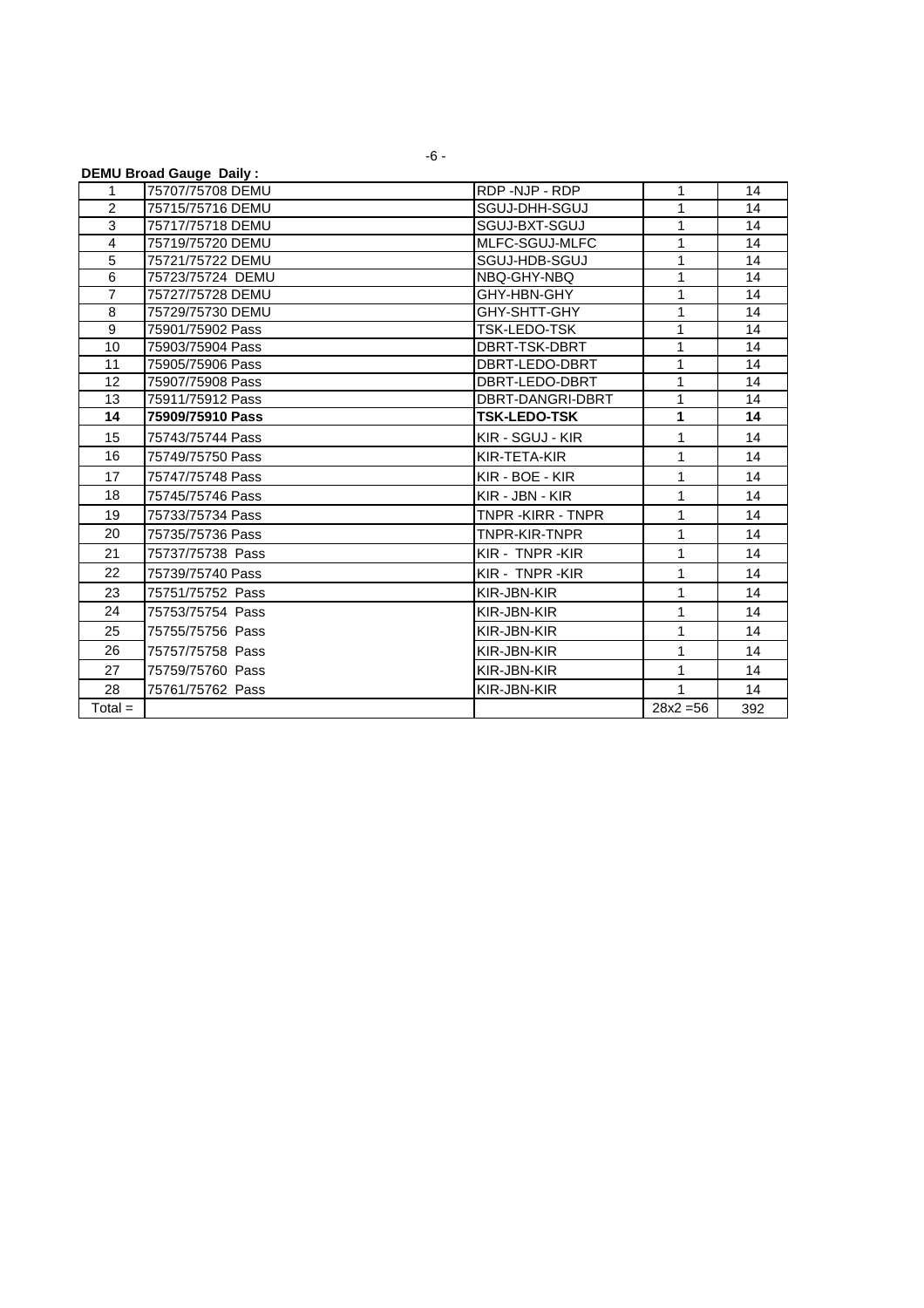**DEMU Broad Gauge Daily :**

| | | | | |
|---|---|---|---|---|
| 1 | 75707/75708 DEMU | RDP -NJP - RDP | 1 | 14 |
| 2 | 75715/75716 DEMU | SGUJ-DHH-SGUJ | 1 | 14 |
| 3 | 75717/75718 DEMU | SGUJ-BXT-SGUJ | 1 | 14 |
| 4 | 75719/75720 DEMU | MLFC-SGUJ-MLFC | 1 | 14 |
| 5 | 75721/75722 DEMU | SGUJ-HDB-SGUJ | 1 | 14 |
| 6 | 75723/75724 DEMU | NBQ-GHY-NBQ | 1 | 14 |
| 7 | 75727/75728 DEMU | GHY-HBN-GHY | 1 | 14 |
| 8 | 75729/75730 DEMU | GHY-SHTT-GHY | 1 | 14 |
| 9 | 75901/75902 Pass | TSK-LEDO-TSK | 1 | 14 |
| 10 | 75903/75904 Pass | DBRT-TSK-DBRT | 1 | 14 |
| 11 | 75905/75906 Pass | DBRT-LEDO-DBRT | 1 | 14 |
| 12 | 75907/75908 Pass | DBRT-LEDO-DBRT | 1 | 14 |
| 13 | 75911/75912 Pass | DBRT-DANGRI-DBRT | 1 | 14 |
| **14** | **75909/75910 Pass** | **TSK-LEDO-TSK** | **1** | **14** |
| 15 | 75743/75744 Pass | KIR - SGUJ - KIR | 1 | 14 |
| 16 | 75749/75750 Pass | KIR-TETA-KIR | 1 | 14 |
| 17 | 75747/75748 Pass | KIR - BOE - KIR | 1 | 14 |
| 18 | 75745/75746 Pass | KIR - JBN - KIR | 1 | 14 |
| 19 | 75733/75734 Pass | TNPR -KIRR - TNPR | 1 | 14 |
| 20 | 75735/75736 Pass | TNPR-KIR-TNPR | 1 | 14 |
| 21 | 75737/75738 Pass | KIR - TNPR -KIR | 1 | 14 |
| 22 | 75739/75740 Pass | KIR - TNPR -KIR | 1 | 14 |
| 23 | 75751/75752 Pass | KIR-JBN-KIR | 1 | 14 |
| 24 | 75753/75754 Pass | KIR-JBN-KIR | 1 | 14 |
| 25 | 75755/75756 Pass | KIR-JBN-KIR | 1 | 14 |
| 26 | 75757/75758 Pass | KIR-JBN-KIR | 1 | 14 |
| 27 | 75759/75760 Pass | KIR-JBN-KIR | 1 | 14 |
| 28 | 75761/75762 Pass | KIR-JBN-KIR | 1 | 14 |
| Total = | | | 28x2 =56 | 392 |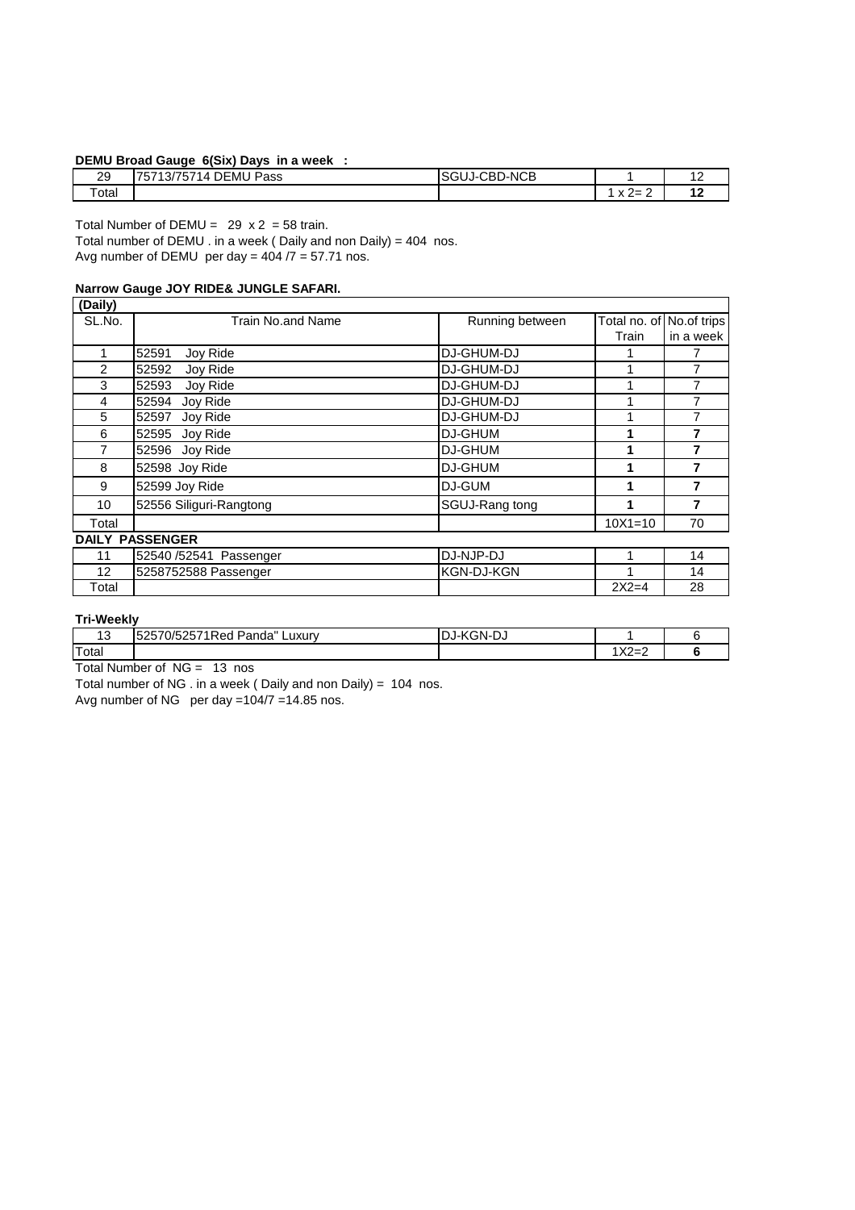**DEMU Broad Gauge 6(Six) Days in a week :**

| | | | | |
|---|---|---|---|---|
| 29 | 75713/75714 DEMU Pass | SGUJ-CBD-NCB | 1 | 12 |
| Total | | | 1 x 2= 2 | **12** |

Total Number of DEMU = 29 x 2 = 58 train.

Total number of DEMU . in a week ( Daily and non Daily) = 404 nos.

Avg number of DEMU per day = 404 /7 = 57.71 nos.

**Narrow Gauge JOY RIDE& JUNGLE SAFARI.**

| **(Daily)** | | | | |
|---|---|---|---|---|
| SL.No. | Train No.and Name | Running between | Total no. of Train | No.of trips in a week |
| 1 | 52591 Joy Ride | DJ-GHUM-DJ | 1 | 7 |
| 2 | 52592 Joy Ride | DJ-GHUM-DJ | 1 | 7 |
| 3 | 52593 Joy Ride | DJ-GHUM-DJ | 1 | 7 |
| 4 | 52594 Joy Ride | DJ-GHUM-DJ | 1 | 7 |
| 5 | 52597 Joy Ride | DJ-GHUM-DJ | 1 | 7 |
| 6 | 52595 Joy Ride | DJ-GHUM | **1** | **7** |
| 7 | 52596 Joy Ride | DJ-GHUM | **1** | **7** |
| 8 | 52598 Joy Ride | DJ-GHUM | **1** | **7** |
| 9 | 52599 Joy Ride | DJ-GUM | **1** | **7** |
| 10 | 52556 Siliguri-Rangtong | SGUJ-Rang tong | **1** | **7** |
| Total | | | 10X1=10 | 70 |
| **DAILY PASSENGER** | | | | |
| 11 | 52540 /52541 Passenger | DJ-NJP-DJ | 1 | 14 |
| 12 | 5258752588 Passenger | KGN-DJ-KGN | 1 | 14 |
| Total | | | 2X2=4 | 28 |

**Tri-Weekly**

| | | | | |
|---|---|---|---|---|
| 13 | 52570/52571Red Panda" Luxury | DJ-KGN-DJ | 1 | 6 |
| Total | | | 1X2=2 | **6** |

Total Number of NG = 13 nos

Total number of NG . in a week ( Daily and non Daily) = 104 nos.

Avg number of NG per day =104/7 =14.85 nos.